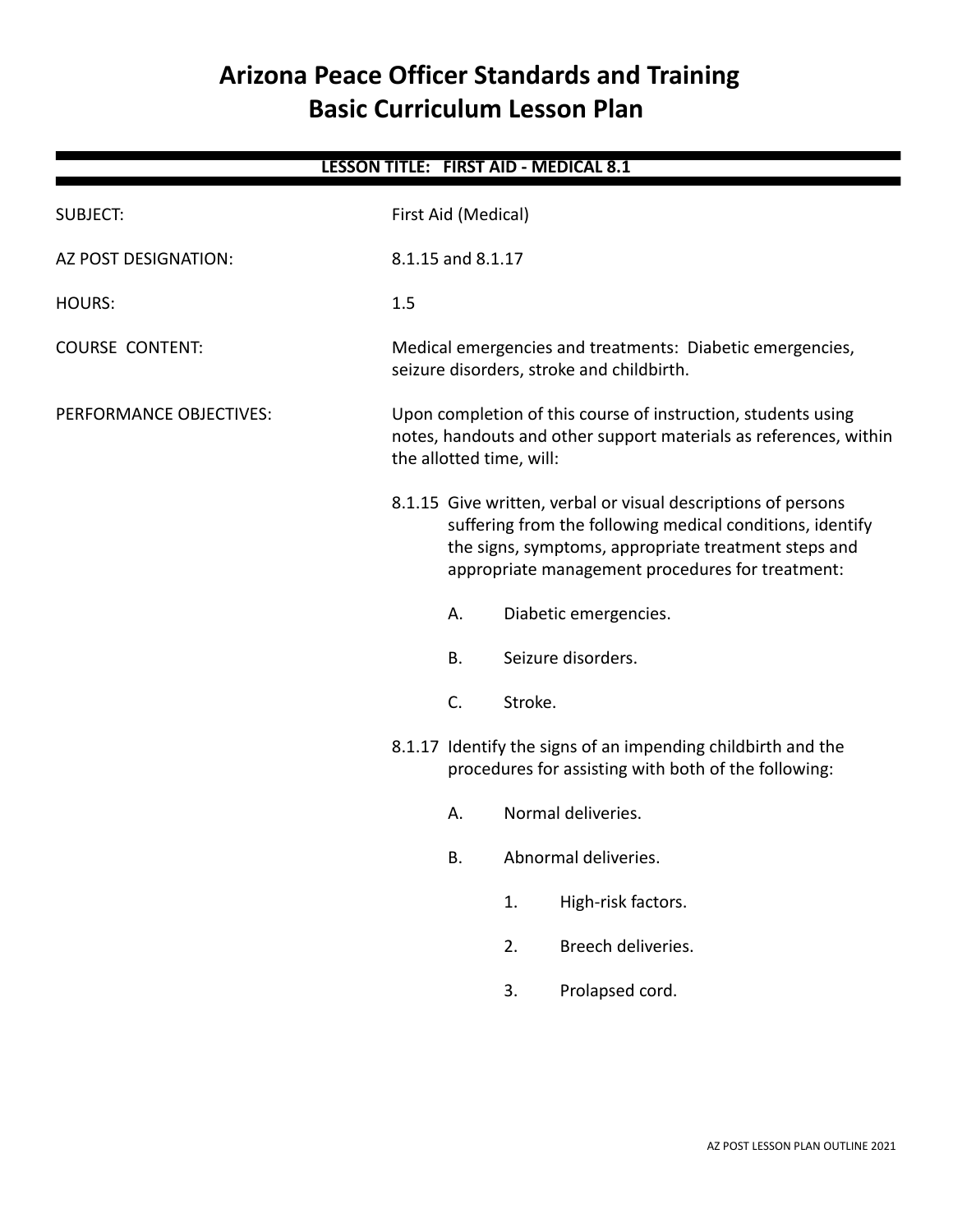# Arizona Peace Officer Standards and Training
# Basic Curriculum Lesson Plan

**LESSON TITLE: FIRST AID - MEDICAL 8.1**

SUBJECT: First Aid (Medical)

AZ POST DESIGNATION: 8.1.15 and 8.1.17

HOURS: 1.5

COURSE CONTENT: Medical emergencies and treatments: Diabetic emergencies, seizure disorders, stroke and childbirth.

PERFORMANCE OBJECTIVES: Upon completion of this course of instruction, students using notes, handouts and other support materials as references, within the allotted time, will:

8.1.15 Give written, verbal or visual descriptions of persons suffering from the following medical conditions, identify the signs, symptoms, appropriate treatment steps and appropriate management procedures for treatment:

- A. Diabetic emergencies.
- B. Seizure disorders.
- C. Stroke.

8.1.17 Identify the signs of an impending childbirth and the procedures for assisting with both of the following:

- A. Normal deliveries.
- B. Abnormal deliveries.
  1. High-risk factors.
  2. Breech deliveries.
  3. Prolapsed cord.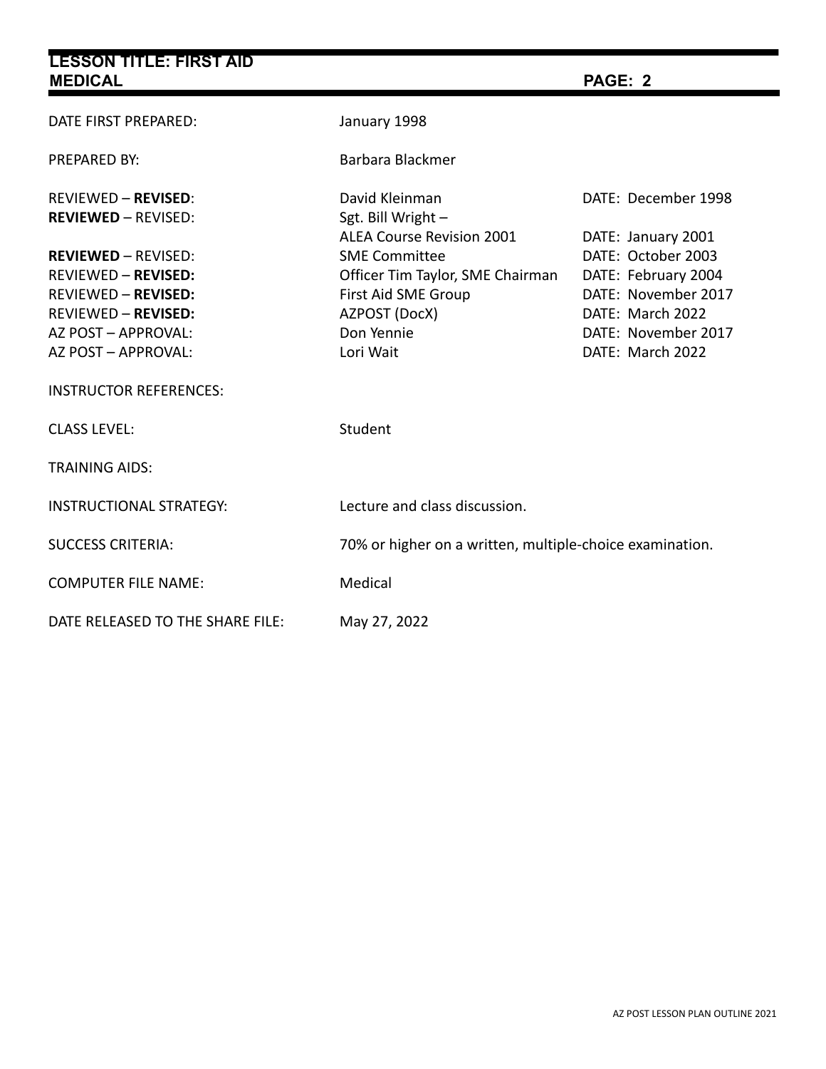| | | |
|---|---|---|
| DATE FIRST PREPARED: | January 1998 | |
| PREPARED BY: | Barbara Blackmer | |
| REVIEWED – **REVISED**: | David Kleinman | DATE: December 1998 |
| **REVIEWED** – REVISED: | Sgt. Bill Wright – ALEA Course Revision 2001 | DATE: January 2001 |
| **REVIEWED** – REVISED: | SME Committee | DATE: October 2003 |
| REVIEWED – **REVISED:** | Officer Tim Taylor, SME Chairman | DATE: February 2004 |
| REVIEWED – **REVISED:** | First Aid SME Group | DATE: November 2017 |
| REVIEWED – **REVISED:** | AZPOST (DocX) | DATE: March 2022 |
| AZ POST – APPROVAL: | Don Yennie | DATE: November 2017 |
| AZ POST – APPROVAL: | Lori Wait | DATE: March 2022 |
| INSTRUCTOR REFERENCES: | | |
| CLASS LEVEL: | Student | |
| TRAINING AIDS: | | |
| INSTRUCTIONAL STRATEGY: | Lecture and class discussion. | |
| SUCCESS CRITERIA: | 70% or higher on a written, multiple-choice examination. | |
| COMPUTER FILE NAME: | Medical | |
| DATE RELEASED TO THE SHARE FILE: | May 27, 2022 | |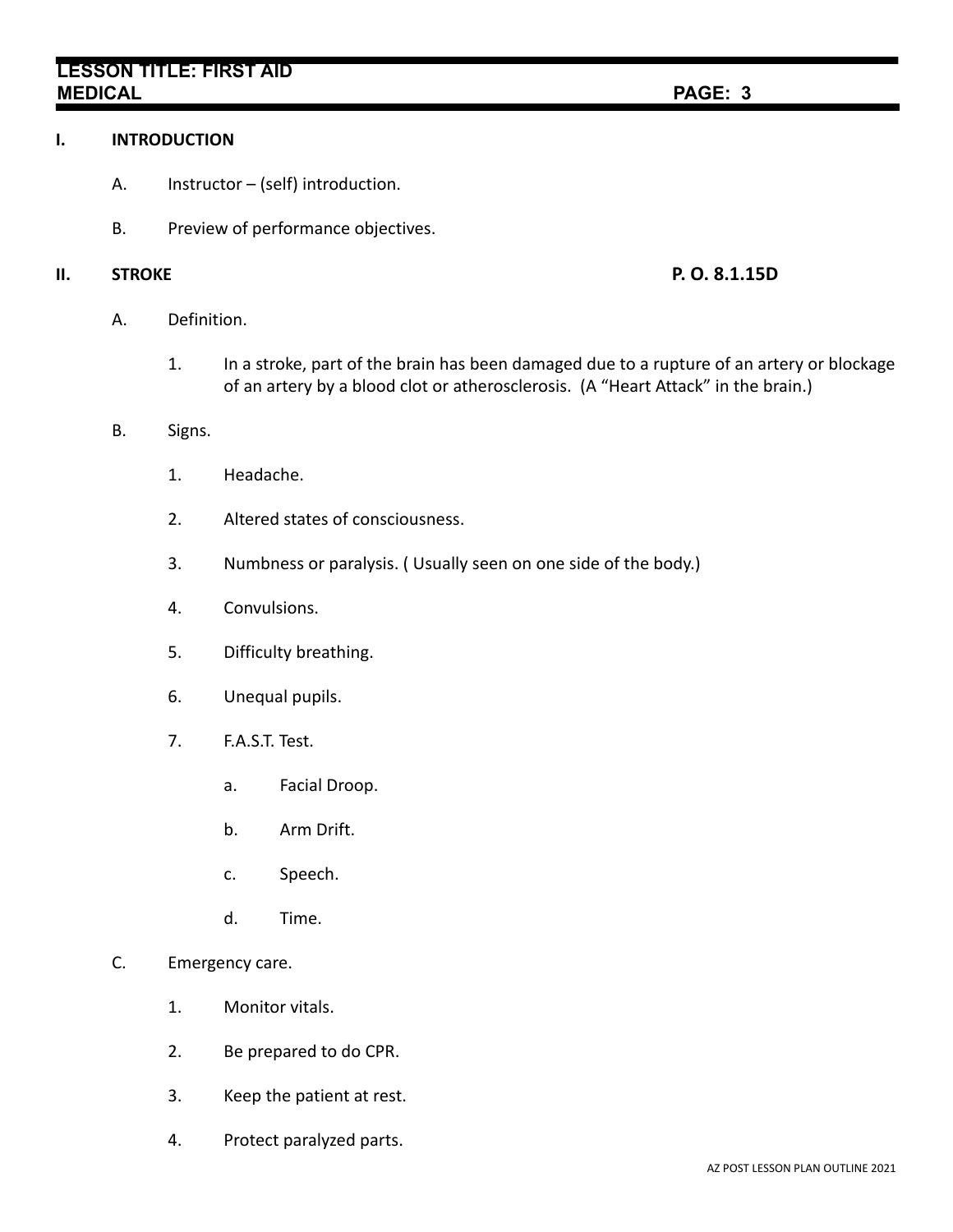## I. INTRODUCTION

A. Instructor – (self) introduction.

B. Preview of performance objectives.

## II. STROKE — P. O. 8.1.15D

A. Definition.

1. In a stroke, part of the brain has been damaged due to a rupture of an artery or blockage of an artery by a blood clot or atherosclerosis. (A "Heart Attack" in the brain.)

B. Signs.

1. Headache.
2. Altered states of consciousness.
3. Numbness or paralysis. ( Usually seen on one side of the body.)
4. Convulsions.
5. Difficulty breathing.
6. Unequal pupils.
7. F.A.S.T. Test.
   a. Facial Droop.
   b. Arm Drift.
   c. Speech.
   d. Time.

C. Emergency care.

1. Monitor vitals.
2. Be prepared to do CPR.
3. Keep the patient at rest.
4. Protect paralyzed parts.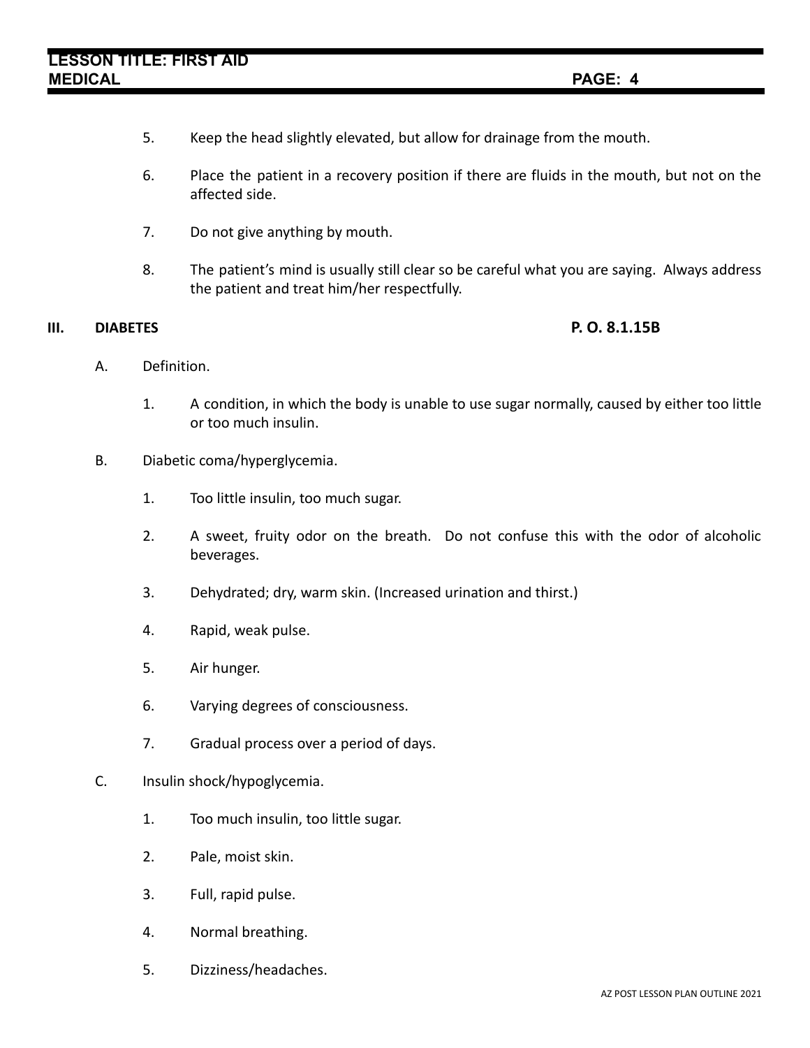5. Keep the head slightly elevated, but allow for drainage from the mouth.

6. Place the patient in a recovery position if there are fluids in the mouth, but not on the affected side.

7. Do not give anything by mouth.

8. The patient's mind is usually still clear so be careful what you are saying. Always address the patient and treat him/her respectfully.

## III. DIABETES — P. O. 8.1.15B

A. Definition.

1. A condition, in which the body is unable to use sugar normally, caused by either too little or too much insulin.

B. Diabetic coma/hyperglycemia.

1. Too little insulin, too much sugar.

2. A sweet, fruity odor on the breath. Do not confuse this with the odor of alcoholic beverages.

3. Dehydrated; dry, warm skin. (Increased urination and thirst.)

4. Rapid, weak pulse.

5. Air hunger.

6. Varying degrees of consciousness.

7. Gradual process over a period of days.

C. Insulin shock/hypoglycemia.

1. Too much insulin, too little sugar.

2. Pale, moist skin.

3. Full, rapid pulse.

4. Normal breathing.

5. Dizziness/headaches.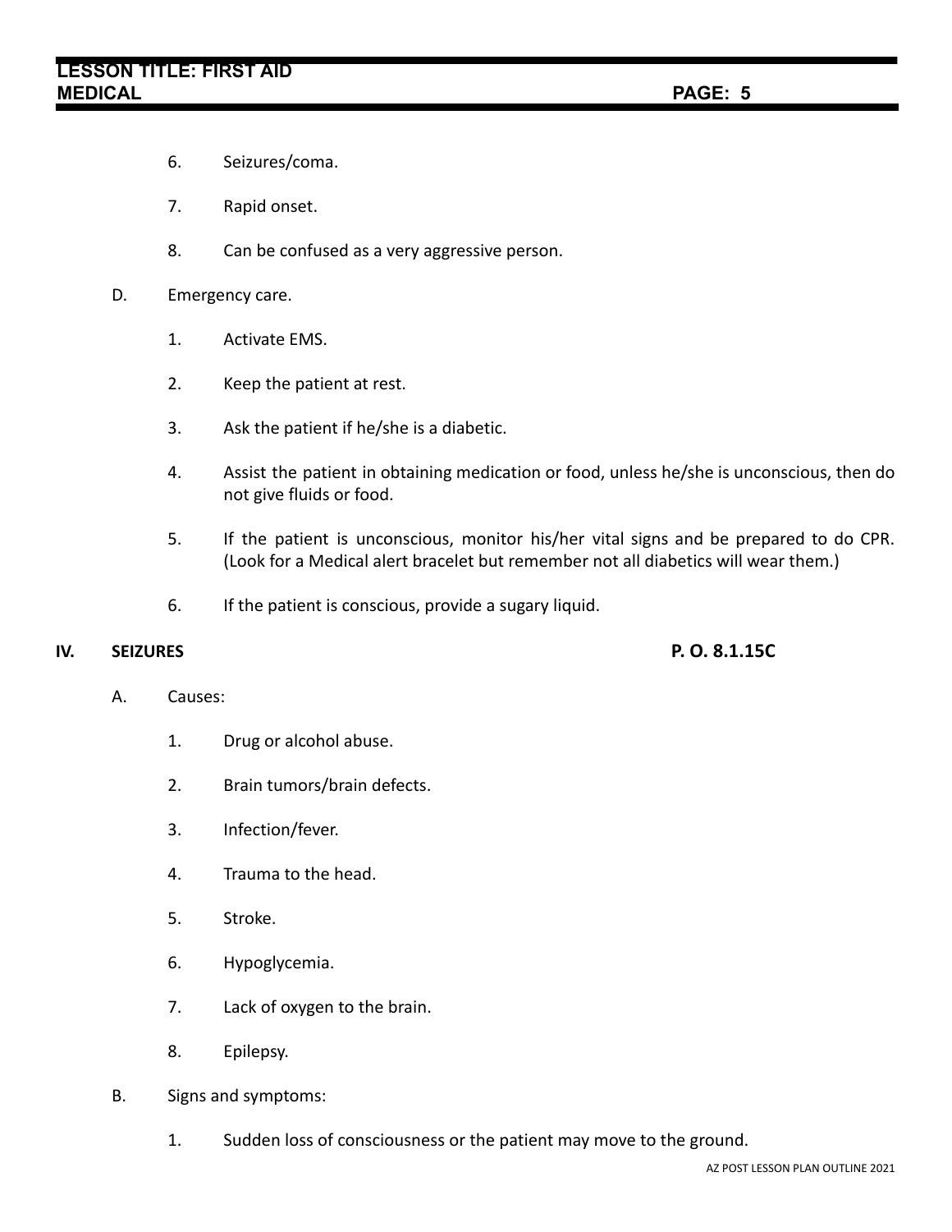6. Seizures/coma.

7. Rapid onset.

8. Can be confused as a very aggressive person.

D. Emergency care.

1. Activate EMS.

2. Keep the patient at rest.

3. Ask the patient if he/she is a diabetic.

4. Assist the patient in obtaining medication or food, unless he/she is unconscious, then do not give fluids or food.

5. If the patient is unconscious, monitor his/her vital signs and be prepared to do CPR. (Look for a Medical alert bracelet but remember not all diabetics will wear them.)

6. If the patient is conscious, provide a sugary liquid.

## IV. SEIZURES — P. O. 8.1.15C

A. Causes:

1. Drug or alcohol abuse.

2. Brain tumors/brain defects.

3. Infection/fever.

4. Trauma to the head.

5. Stroke.

6. Hypoglycemia.

7. Lack of oxygen to the brain.

8. Epilepsy.

B. Signs and symptoms:

1. Sudden loss of consciousness or the patient may move to the ground.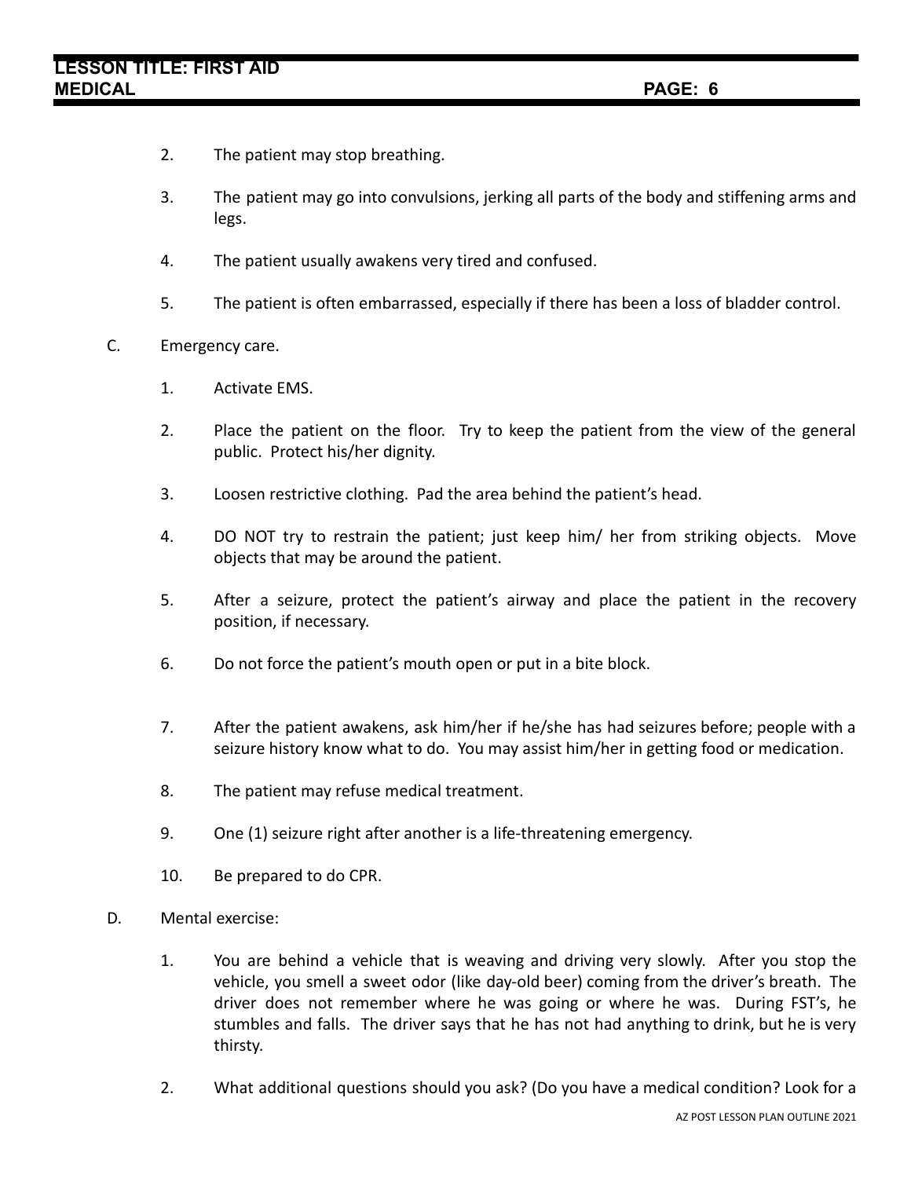2. The patient may stop breathing.

3. The patient may go into convulsions, jerking all parts of the body and stiffening arms and legs.

4. The patient usually awakens very tired and confused.

5. The patient is often embarrassed, especially if there has been a loss of bladder control.

C. Emergency care.

1. Activate EMS.

2. Place the patient on the floor. Try to keep the patient from the view of the general public. Protect his/her dignity.

3. Loosen restrictive clothing. Pad the area behind the patient's head.

4. DO NOT try to restrain the patient; just keep him/ her from striking objects. Move objects that may be around the patient.

5. After a seizure, protect the patient's airway and place the patient in the recovery position, if necessary.

6. Do not force the patient's mouth open or put in a bite block.

7. After the patient awakens, ask him/her if he/she has had seizures before; people with a seizure history know what to do. You may assist him/her in getting food or medication.

8. The patient may refuse medical treatment.

9. One (1) seizure right after another is a life-threatening emergency.

10. Be prepared to do CPR.

D. Mental exercise:

1. You are behind a vehicle that is weaving and driving very slowly. After you stop the vehicle, you smell a sweet odor (like day-old beer) coming from the driver's breath. The driver does not remember where he was going or where he was. During FST's, he stumbles and falls. The driver says that he has not had anything to drink, but he is very thirsty.

2. What additional questions should you ask? (Do you have a medical condition? Look for a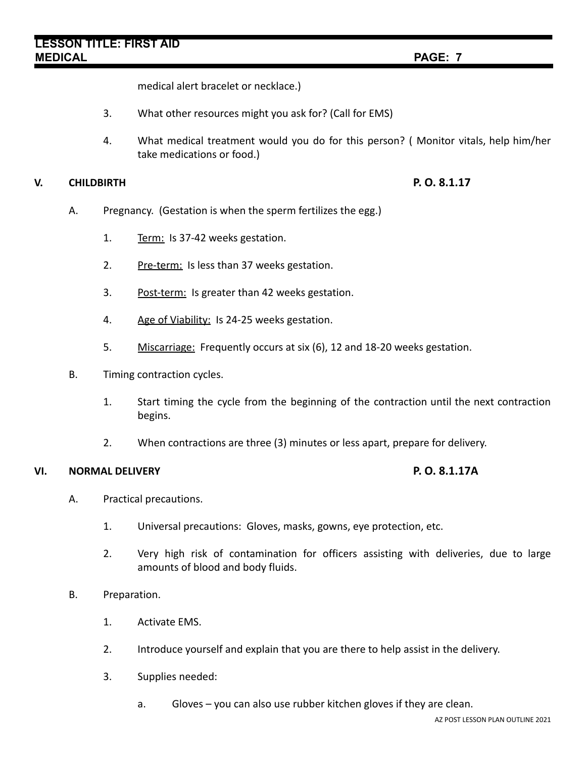medical alert bracelet or necklace.)

3. What other resources might you ask for? (Call for EMS)

4. What medical treatment would you do for this person? ( Monitor vitals, help him/her take medications or food.)

## V. CHILDBIRTH — P. O. 8.1.17

A. Pregnancy. (Gestation is when the sperm fertilizes the egg.)

1. Term: Is 37-42 weeks gestation.

2. Pre-term: Is less than 37 weeks gestation.

3. Post-term: Is greater than 42 weeks gestation.

4. Age of Viability: Is 24-25 weeks gestation.

5. Miscarriage: Frequently occurs at six (6), 12 and 18-20 weeks gestation.

B. Timing contraction cycles.

1. Start timing the cycle from the beginning of the contraction until the next contraction begins.

2. When contractions are three (3) minutes or less apart, prepare for delivery.

## VI. NORMAL DELIVERY — P. O. 8.1.17A

A. Practical precautions.

1. Universal precautions: Gloves, masks, gowns, eye protection, etc.

2. Very high risk of contamination for officers assisting with deliveries, due to large amounts of blood and body fluids.

B. Preparation.

1. Activate EMS.

2. Introduce yourself and explain that you are there to help assist in the delivery.

3. Supplies needed:

a. Gloves – you can also use rubber kitchen gloves if they are clean.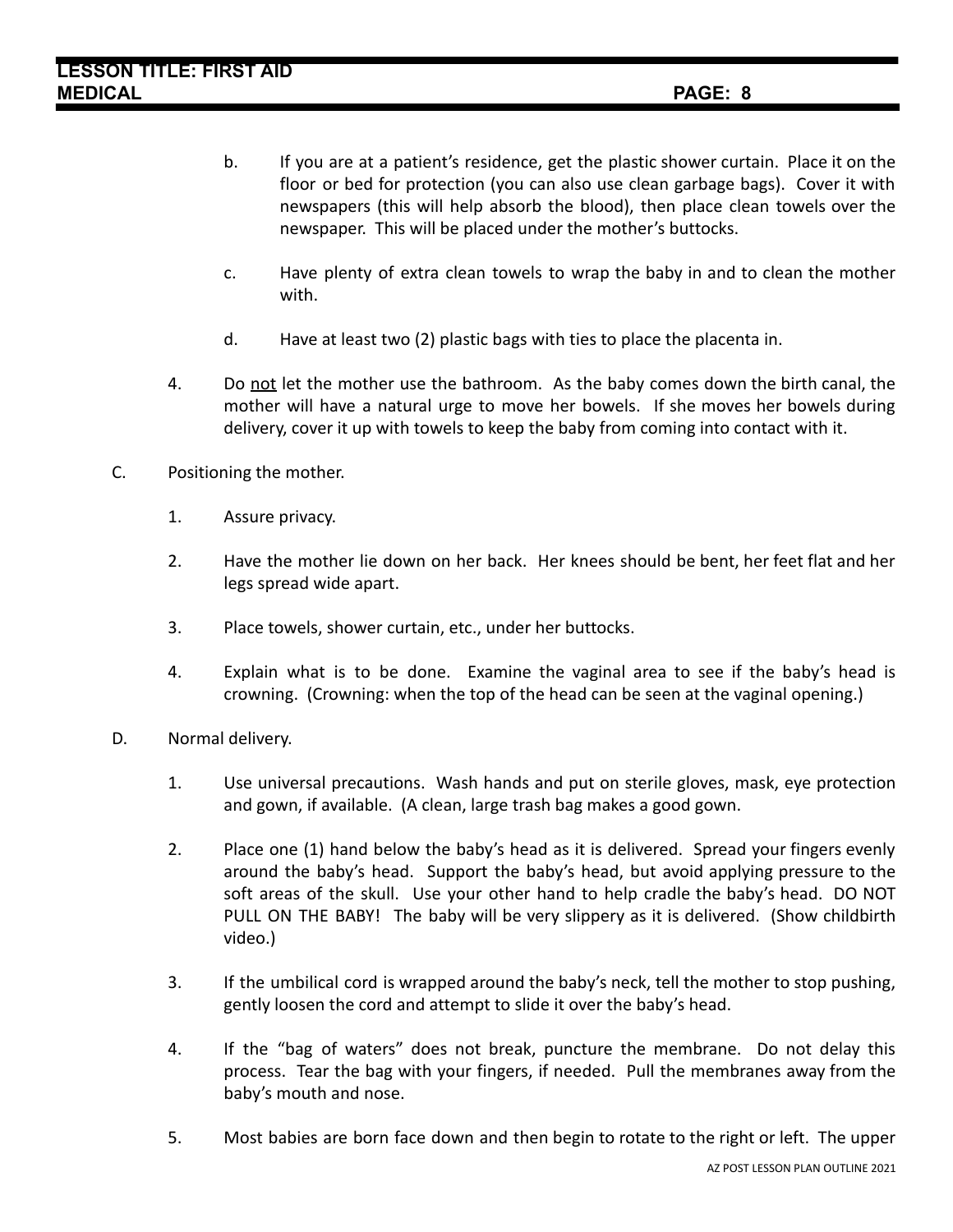b. If you are at a patient's residence, get the plastic shower curtain. Place it on the floor or bed for protection (you can also use clean garbage bags). Cover it with newspapers (this will help absorb the blood), then place clean towels over the newspaper. This will be placed under the mother's buttocks.

c. Have plenty of extra clean towels to wrap the baby in and to clean the mother with.

d. Have at least two (2) plastic bags with ties to place the placenta in.

4. Do <u>not</u> let the mother use the bathroom. As the baby comes down the birth canal, the mother will have a natural urge to move her bowels. If she moves her bowels during delivery, cover it up with towels to keep the baby from coming into contact with it.

C. Positioning the mother.

1. Assure privacy.

2. Have the mother lie down on her back. Her knees should be bent, her feet flat and her legs spread wide apart.

3. Place towels, shower curtain, etc., under her buttocks.

4. Explain what is to be done. Examine the vaginal area to see if the baby's head is crowning. (Crowning: when the top of the head can be seen at the vaginal opening.)

D. Normal delivery.

1. Use universal precautions. Wash hands and put on sterile gloves, mask, eye protection and gown, if available. (A clean, large trash bag makes a good gown.

2. Place one (1) hand below the baby's head as it is delivered. Spread your fingers evenly around the baby's head. Support the baby's head, but avoid applying pressure to the soft areas of the skull. Use your other hand to help cradle the baby's head. DO NOT PULL ON THE BABY! The baby will be very slippery as it is delivered. (Show childbirth video.)

3. If the umbilical cord is wrapped around the baby's neck, tell the mother to stop pushing, gently loosen the cord and attempt to slide it over the baby's head.

4. If the "bag of waters" does not break, puncture the membrane. Do not delay this process. Tear the bag with your fingers, if needed. Pull the membranes away from the baby's mouth and nose.

5. Most babies are born face down and then begin to rotate to the right or left. The upper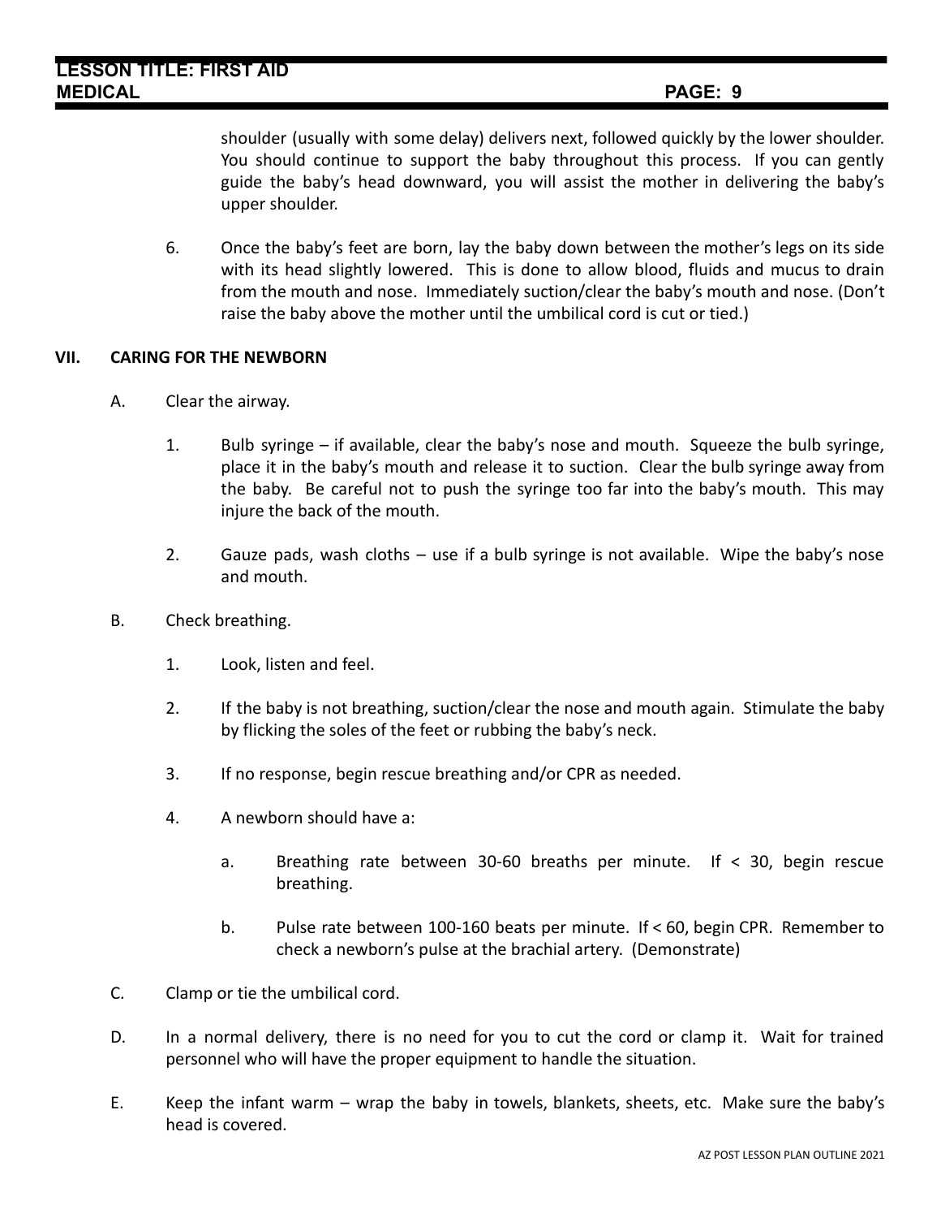shoulder (usually with some delay) delivers next, followed quickly by the lower shoulder. You should continue to support the baby throughout this process. If you can gently guide the baby's head downward, you will assist the mother in delivering the baby's upper shoulder.

6. Once the baby's feet are born, lay the baby down between the mother's legs on its side with its head slightly lowered. This is done to allow blood, fluids and mucus to drain from the mouth and nose. Immediately suction/clear the baby's mouth and nose. (Don't raise the baby above the mother until the umbilical cord is cut or tied.)

## VII. CARING FOR THE NEWBORN

A. Clear the airway.

1. Bulb syringe – if available, clear the baby's nose and mouth. Squeeze the bulb syringe, place it in the baby's mouth and release it to suction. Clear the bulb syringe away from the baby. Be careful not to push the syringe too far into the baby's mouth. This may injure the back of the mouth.

2. Gauze pads, wash cloths – use if a bulb syringe is not available. Wipe the baby's nose and mouth.

B. Check breathing.

1. Look, listen and feel.

2. If the baby is not breathing, suction/clear the nose and mouth again. Stimulate the baby by flicking the soles of the feet or rubbing the baby's neck.

3. If no response, begin rescue breathing and/or CPR as needed.

4. A newborn should have a:

   a. Breathing rate between 30-60 breaths per minute. If < 30, begin rescue breathing.

   b. Pulse rate between 100-160 beats per minute. If < 60, begin CPR. Remember to check a newborn's pulse at the brachial artery. (Demonstrate)

C. Clamp or tie the umbilical cord.

D. In a normal delivery, there is no need for you to cut the cord or clamp it. Wait for trained personnel who will have the proper equipment to handle the situation.

E. Keep the infant warm – wrap the baby in towels, blankets, sheets, etc. Make sure the baby's head is covered.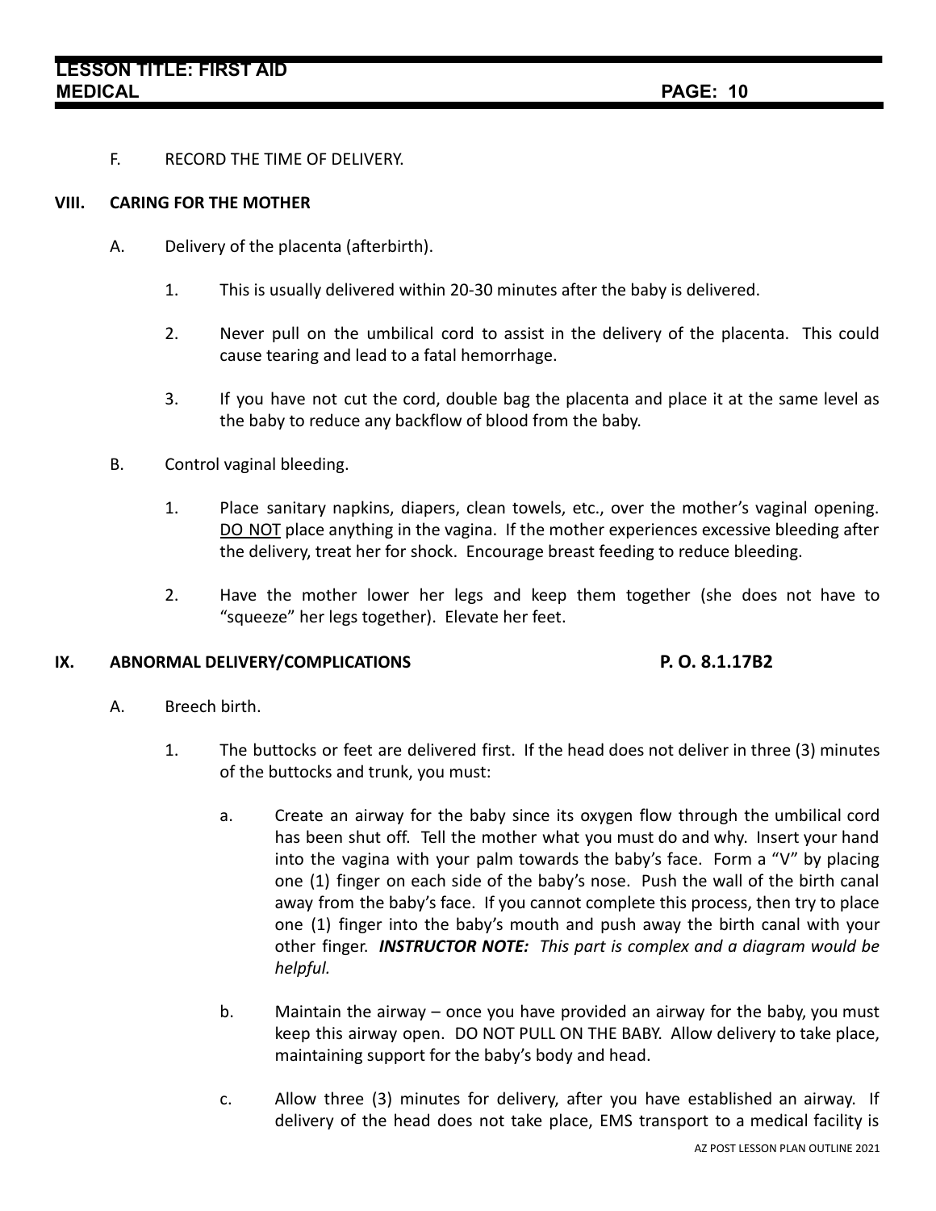F. RECORD THE TIME OF DELIVERY.

## VIII. CARING FOR THE MOTHER

A. Delivery of the placenta (afterbirth).

1. This is usually delivered within 20-30 minutes after the baby is delivered.

2. Never pull on the umbilical cord to assist in the delivery of the placenta. This could cause tearing and lead to a fatal hemorrhage.

3. If you have not cut the cord, double bag the placenta and place it at the same level as the baby to reduce any backflow of blood from the baby.

B. Control vaginal bleeding.

1. Place sanitary napkins, diapers, clean towels, etc., over the mother's vaginal opening. <u>DO NOT</u> place anything in the vagina. If the mother experiences excessive bleeding after the delivery, treat her for shock. Encourage breast feeding to reduce bleeding.

2. Have the mother lower her legs and keep them together (she does not have to "squeeze" her legs together). Elevate her feet.

## IX. ABNORMAL DELIVERY/COMPLICATIONS — P. O. 8.1.17B2

A. Breech birth.

1. The buttocks or feet are delivered first. If the head does not deliver in three (3) minutes of the buttocks and trunk, you must:

   a. Create an airway for the baby since its oxygen flow through the umbilical cord has been shut off. Tell the mother what you must do and why. Insert your hand into the vagina with your palm towards the baby's face. Form a "V" by placing one (1) finger on each side of the baby's nose. Push the wall of the birth canal away from the baby's face. If you cannot complete this process, then try to place one (1) finger into the baby's mouth and push away the birth canal with your other finger. ***INSTRUCTOR NOTE:*** *This part is complex and a diagram would be helpful.*

   b. Maintain the airway – once you have provided an airway for the baby, you must keep this airway open. DO NOT PULL ON THE BABY. Allow delivery to take place, maintaining support for the baby's body and head.

   c. Allow three (3) minutes for delivery, after you have established an airway. If delivery of the head does not take place, EMS transport to a medical facility is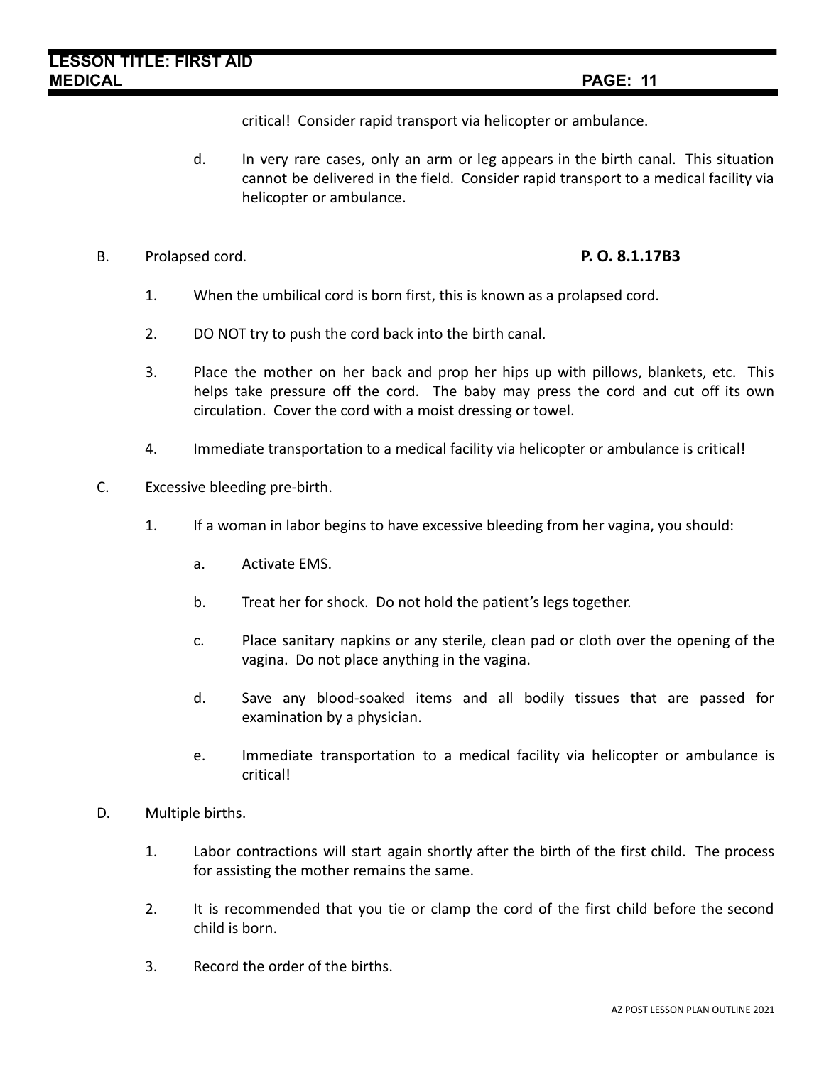critical! Consider rapid transport via helicopter or ambulance.

d. In very rare cases, only an arm or leg appears in the birth canal. This situation cannot be delivered in the field. Consider rapid transport to a medical facility via helicopter or ambulance.

B. Prolapsed cord. **P. O. 8.1.17B3**

1. When the umbilical cord is born first, this is known as a prolapsed cord.

2. DO NOT try to push the cord back into the birth canal.

3. Place the mother on her back and prop her hips up with pillows, blankets, etc. This helps take pressure off the cord. The baby may press the cord and cut off its own circulation. Cover the cord with a moist dressing or towel.

4. Immediate transportation to a medical facility via helicopter or ambulance is critical!

C. Excessive bleeding pre-birth.

1. If a woman in labor begins to have excessive bleeding from her vagina, you should:

   a. Activate EMS.

   b. Treat her for shock. Do not hold the patient's legs together.

   c. Place sanitary napkins or any sterile, clean pad or cloth over the opening of the vagina. Do not place anything in the vagina.

   d. Save any blood-soaked items and all bodily tissues that are passed for examination by a physician.

   e. Immediate transportation to a medical facility via helicopter or ambulance is critical!

D. Multiple births.

1. Labor contractions will start again shortly after the birth of the first child. The process for assisting the mother remains the same.

2. It is recommended that you tie or clamp the cord of the first child before the second child is born.

3. Record the order of the births.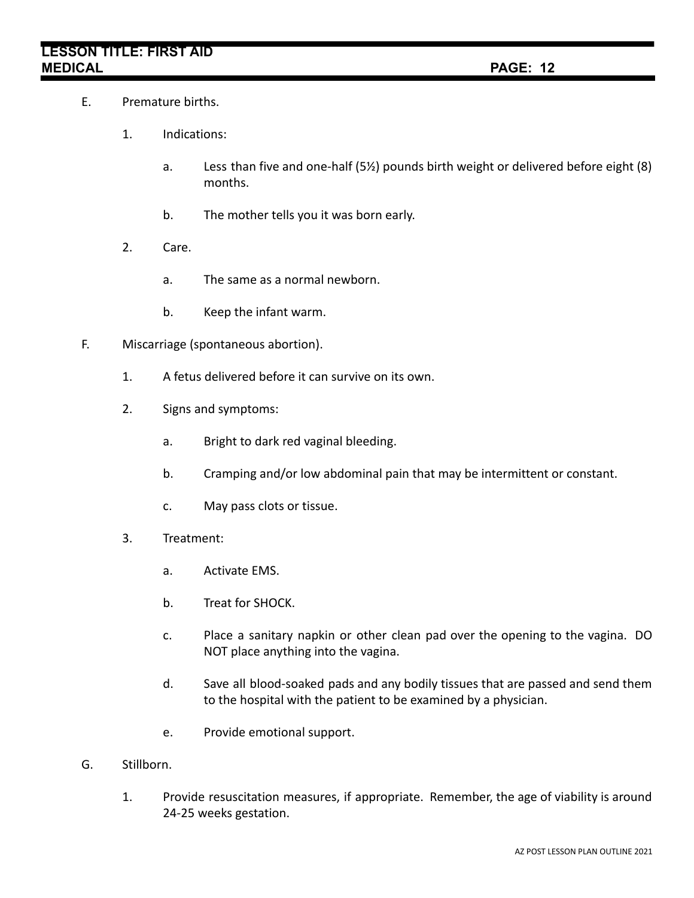E. Premature births.

1. Indications:

   a. Less than five and one-half (5½) pounds birth weight or delivered before eight (8) months.

   b. The mother tells you it was born early.

2. Care.

   a. The same as a normal newborn.

   b. Keep the infant warm.

F. Miscarriage (spontaneous abortion).

1. A fetus delivered before it can survive on its own.

2. Signs and symptoms:

   a. Bright to dark red vaginal bleeding.

   b. Cramping and/or low abdominal pain that may be intermittent or constant.

   c. May pass clots or tissue.

3. Treatment:

   a. Activate EMS.

   b. Treat for SHOCK.

   c. Place a sanitary napkin or other clean pad over the opening to the vagina. DO NOT place anything into the vagina.

   d. Save all blood-soaked pads and any bodily tissues that are passed and send them to the hospital with the patient to be examined by a physician.

   e. Provide emotional support.

G. Stillborn.

1. Provide resuscitation measures, if appropriate. Remember, the age of viability is around 24-25 weeks gestation.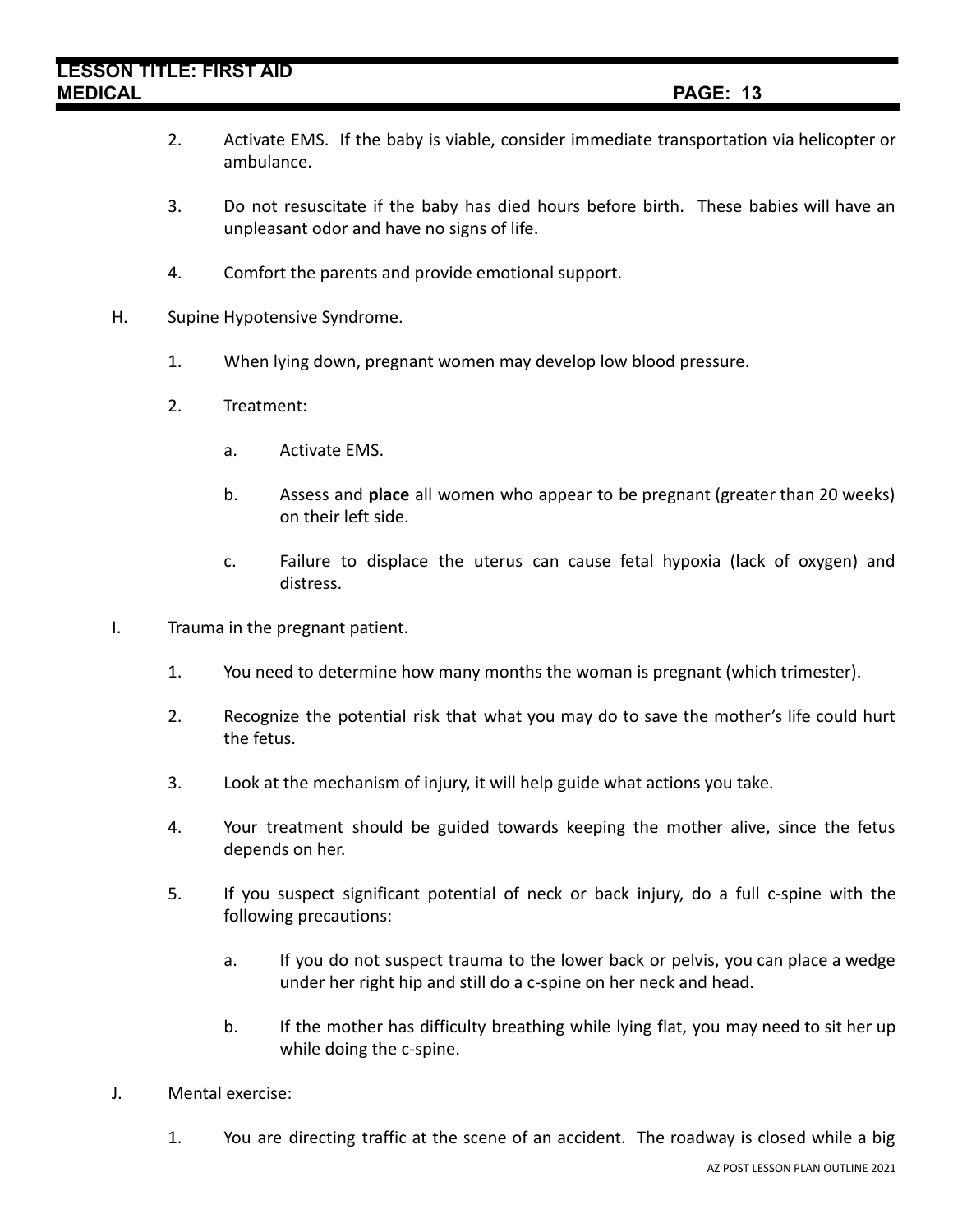2. Activate EMS. If the baby is viable, consider immediate transportation via helicopter or ambulance.

3. Do not resuscitate if the baby has died hours before birth. These babies will have an unpleasant odor and have no signs of life.

4. Comfort the parents and provide emotional support.

H. Supine Hypotensive Syndrome.

1. When lying down, pregnant women may develop low blood pressure.

2. Treatment:

   a. Activate EMS.

   b. Assess and **place** all women who appear to be pregnant (greater than 20 weeks) on their left side.

   c. Failure to displace the uterus can cause fetal hypoxia (lack of oxygen) and distress.

I. Trauma in the pregnant patient.

1. You need to determine how many months the woman is pregnant (which trimester).

2. Recognize the potential risk that what you may do to save the mother's life could hurt the fetus.

3. Look at the mechanism of injury, it will help guide what actions you take.

4. Your treatment should be guided towards keeping the mother alive, since the fetus depends on her.

5. If you suspect significant potential of neck or back injury, do a full c-spine with the following precautions:

   a. If you do not suspect trauma to the lower back or pelvis, you can place a wedge under her right hip and still do a c-spine on her neck and head.

   b. If the mother has difficulty breathing while lying flat, you may need to sit her up while doing the c-spine.

J. Mental exercise:

1. You are directing traffic at the scene of an accident. The roadway is closed while a big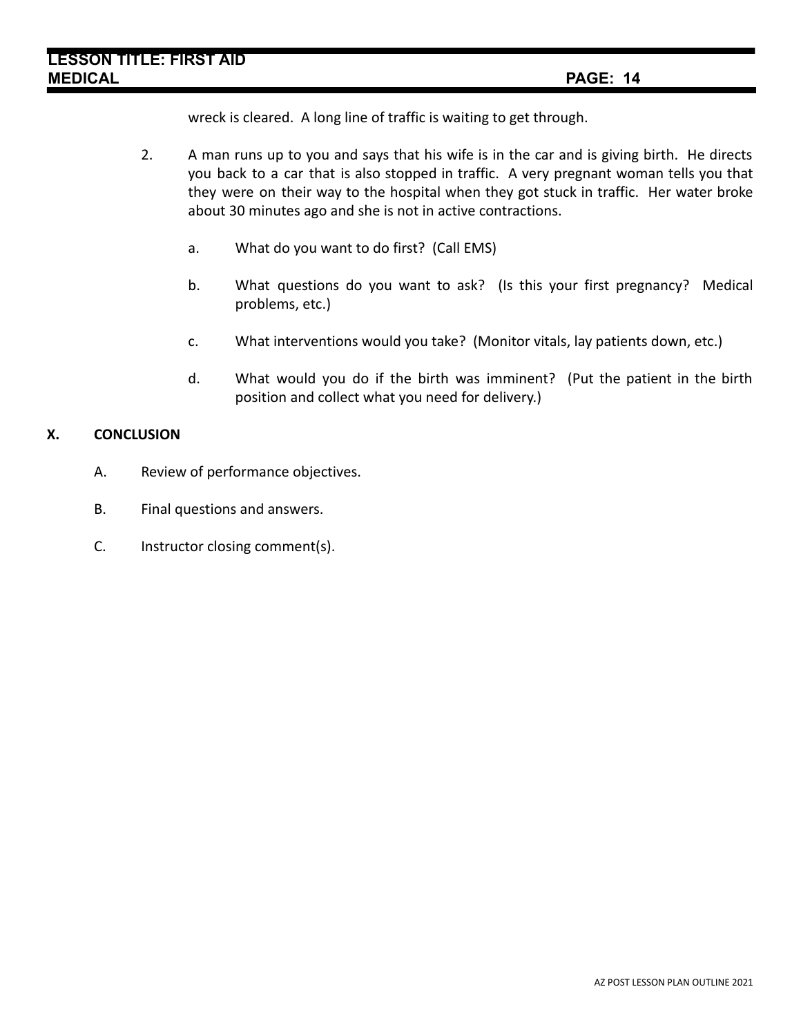wreck is cleared. A long line of traffic is waiting to get through.

2. A man runs up to you and says that his wife is in the car and is giving birth. He directs you back to a car that is also stopped in traffic. A very pregnant woman tells you that they were on their way to the hospital when they got stuck in traffic. Her water broke about 30 minutes ago and she is not in active contractions.

   a. What do you want to do first? (Call EMS)

   b. What questions do you want to ask? (Is this your first pregnancy? Medical problems, etc.)

   c. What interventions would you take? (Monitor vitals, lay patients down, etc.)

   d. What would you do if the birth was imminent? (Put the patient in the birth position and collect what you need for delivery.)

## X. CONCLUSION

A. Review of performance objectives.

B. Final questions and answers.

C. Instructor closing comment(s).